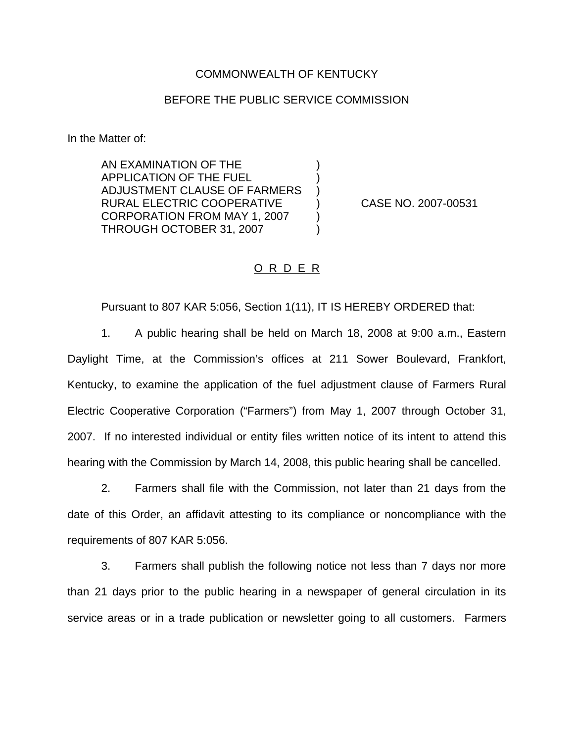COMMONWEALTH OF KENTUCKY

BEFORE THE PUBLIC SERVICE COMMISSION

In the Matter of:

| | | |
|---|---|---|
| AN EXAMINATION OF THE APPLICATION OF THE FUEL ADJUSTMENT CLAUSE OF FARMERS RURAL ELECTRIC COOPERATIVE CORPORATION FROM MAY 1, 2007 THROUGH OCTOBER 31, 2007 | ) | CASE NO. 2007-00531 |

<u>O R D E R</u>

Pursuant to 807 KAR 5:056, Section 1(11), IT IS HEREBY ORDERED that:

1. A public hearing shall be held on March 18, 2008 at 9:00 a.m., Eastern Daylight Time, at the Commission's offices at 211 Sower Boulevard, Frankfort, Kentucky, to examine the application of the fuel adjustment clause of Farmers Rural Electric Cooperative Corporation ("Farmers") from May 1, 2007 through October 31, 2007. If no interested individual or entity files written notice of its intent to attend this hearing with the Commission by March 14, 2008, this public hearing shall be cancelled.

2. Farmers shall file with the Commission, not later than 21 days from the date of this Order, an affidavit attesting to its compliance or noncompliance with the requirements of 807 KAR 5:056.

3. Farmers shall publish the following notice not less than 7 days nor more than 21 days prior to the public hearing in a newspaper of general circulation in its service areas or in a trade publication or newsletter going to all customers. Farmers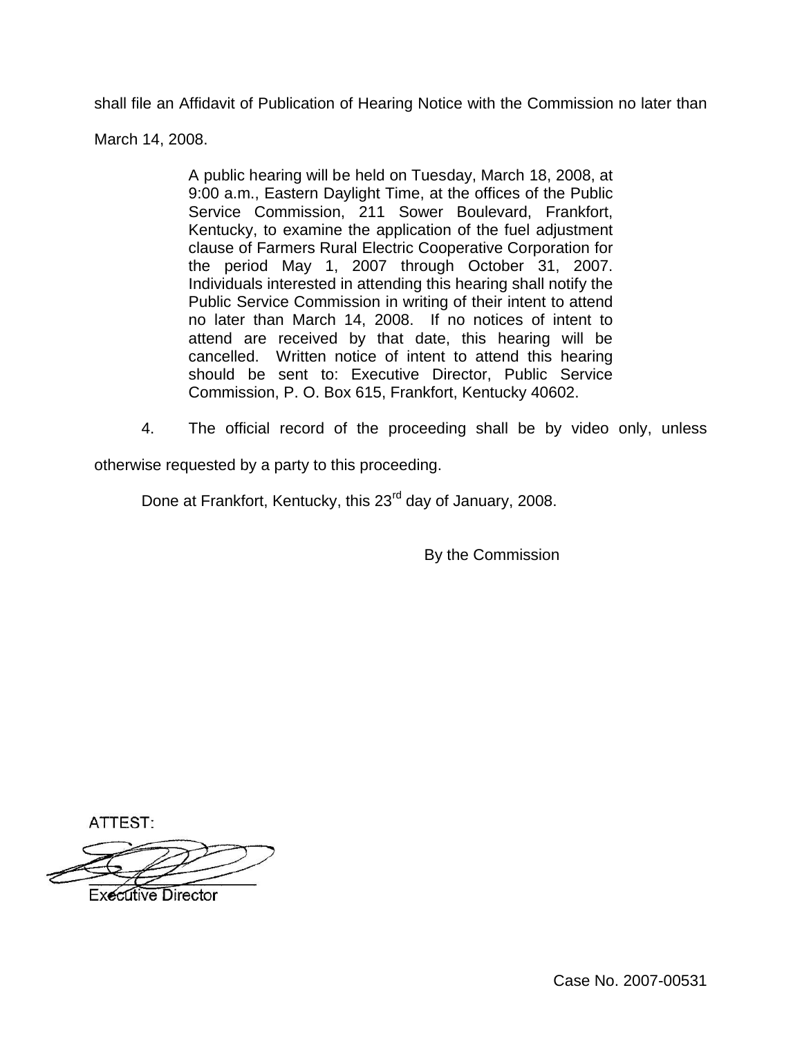shall file an Affidavit of Publication of Hearing Notice with the Commission no later than March 14, 2008.

> A public hearing will be held on Tuesday, March 18, 2008, at 9:00 a.m., Eastern Daylight Time, at the offices of the Public Service Commission, 211 Sower Boulevard, Frankfort, Kentucky, to examine the application of the fuel adjustment clause of Farmers Rural Electric Cooperative Corporation for the period May 1, 2007 through October 31, 2007. Individuals interested in attending this hearing shall notify the Public Service Commission in writing of their intent to attend no later than March 14, 2008. If no notices of intent to attend are received by that date, this hearing will be cancelled. Written notice of intent to attend this hearing should be sent to: Executive Director, Public Service Commission, P. O. Box 615, Frankfort, Kentucky 40602.

4. The official record of the proceeding shall be by video only, unless otherwise requested by a party to this proceeding.

Done at Frankfort, Kentucky, this 23rd day of January, 2008.

By the Commission

ATTEST:

Executive Director

Case No. 2007-00531